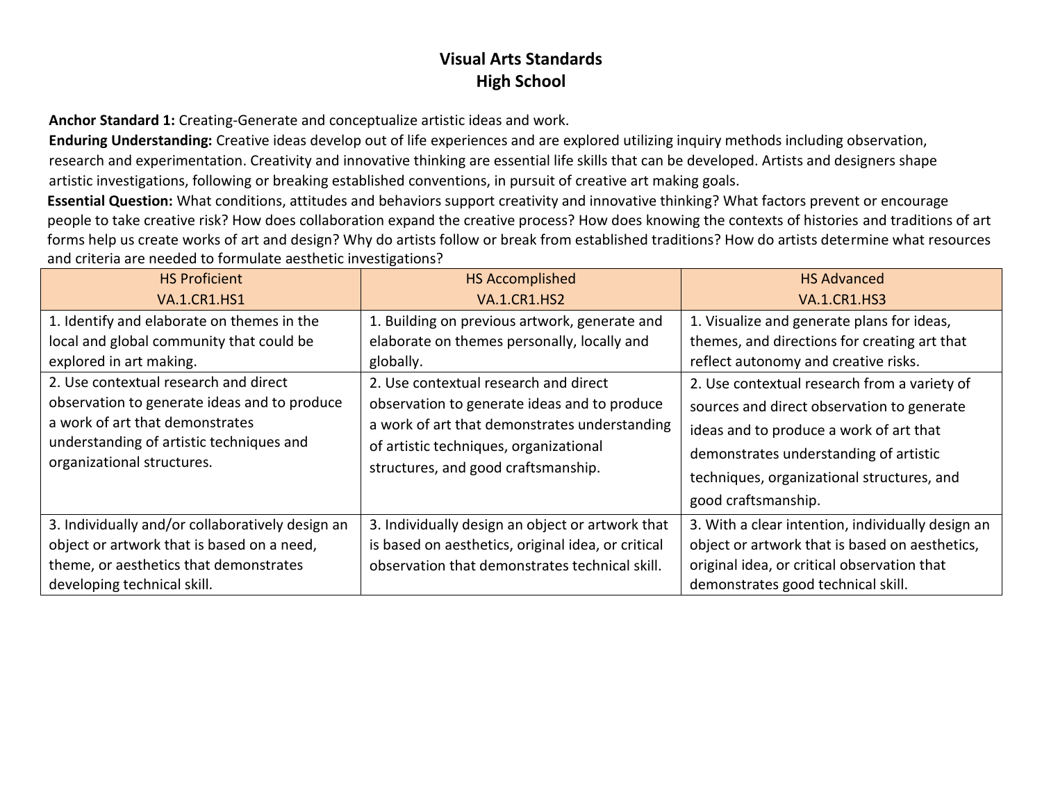# Visual Arts Standards
# High School

**Anchor Standard 1:** Creating-Generate and conceptualize artistic ideas and work.

**Enduring Understanding:** Creative ideas develop out of life experiences and are explored utilizing inquiry methods including observation, research and experimentation. Creativity and innovative thinking are essential life skills that can be developed. Artists and designers shape artistic investigations, following or breaking established conventions, in pursuit of creative art making goals.

**Essential Question:** What conditions, attitudes and behaviors support creativity and innovative thinking? What factors prevent or encourage people to take creative risk? How does collaboration expand the creative process? How does knowing the contexts of histories and traditions of art forms help us create works of art and design? Why do artists follow or break from established traditions? How do artists determine what resources and criteria are needed to formulate aesthetic investigations?

| HS Proficient<br>VA.1.CR1.HS1 | HS Accomplished<br>VA.1.CR1.HS2 | HS Advanced<br>VA.1.CR1.HS3 |
|---|---|---|
| 1. Identify and elaborate on themes in the local and global community that could be explored in art making. | 1. Building on previous artwork, generate and elaborate on themes personally, locally and globally. | 1. Visualize and generate plans for ideas, themes, and directions for creating art that reflect autonomy and creative risks. |
| 2. Use contextual research and direct observation to generate ideas and to produce a work of art that demonstrates understanding of artistic techniques and organizational structures. | 2. Use contextual research and direct observation to generate ideas and to produce a work of art that demonstrates understanding of artistic techniques, organizational structures, and good craftsmanship. | 2. Use contextual research from a variety of sources and direct observation to generate ideas and to produce a work of art that demonstrates understanding of artistic techniques, organizational structures, and good craftsmanship. |
| 3. Individually and/or collaboratively design an object or artwork that is based on a need, theme, or aesthetics that demonstrates developing technical skill. | 3. Individually design an object or artwork that is based on aesthetics, original idea, or critical observation that demonstrates technical skill. | 3. With a clear intention, individually design an object or artwork that is based on aesthetics, original idea, or critical observation that demonstrates good technical skill. |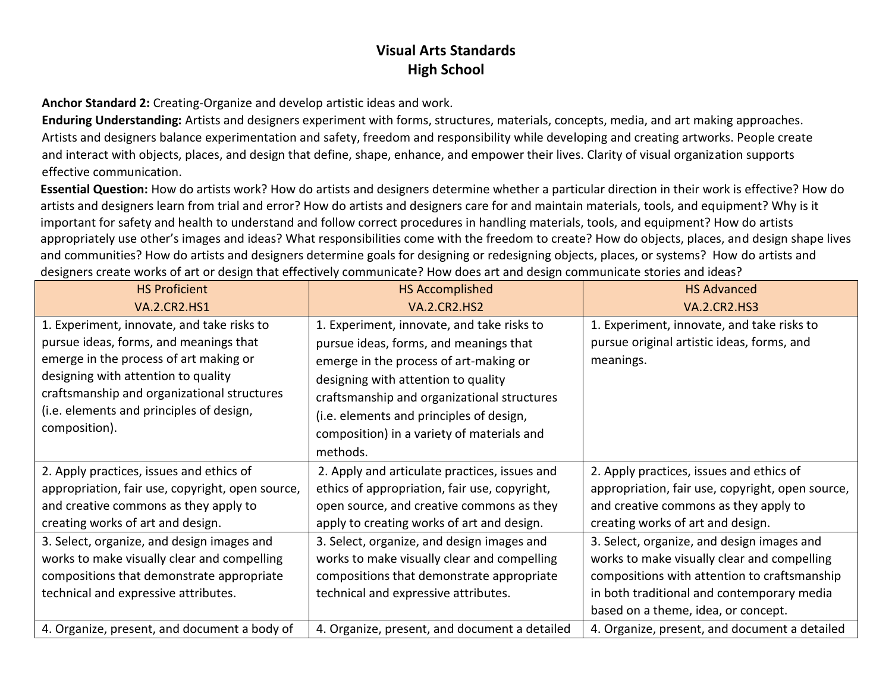# Visual Arts Standards
## High School

**Anchor Standard 2:** Creating-Organize and develop artistic ideas and work.

**Enduring Understanding:** Artists and designers experiment with forms, structures, materials, concepts, media, and art making approaches. Artists and designers balance experimentation and safety, freedom and responsibility while developing and creating artworks. People create and interact with objects, places, and design that define, shape, enhance, and empower their lives. Clarity of visual organization supports effective communication.

**Essential Question:** How do artists work? How do artists and designers determine whether a particular direction in their work is effective? How do artists and designers learn from trial and error? How do artists and designers care for and maintain materials, tools, and equipment? Why is it important for safety and health to understand and follow correct procedures in handling materials, tools, and equipment? How do artists appropriately use other's images and ideas? What responsibilities come with the freedom to create? How do objects, places, and design shape lives and communities? How do artists and designers determine goals for designing or redesigning objects, places, or systems? How do artists and designers create works of art or design that effectively communicate? How does art and design communicate stories and ideas?

| HS Proficient<br>VA.2.CR2.HS1 | HS Accomplished<br>VA.2.CR2.HS2 | HS Advanced<br>VA.2.CR2.HS3 |
|---|---|---|
| 1. Experiment, innovate, and take risks to pursue ideas, forms, and meanings that emerge in the process of art making or designing with attention to quality craftsmanship and organizational structures (i.e. elements and principles of design, composition). | 1. Experiment, innovate, and take risks to pursue ideas, forms, and meanings that emerge in the process of art-making or designing with attention to quality craftsmanship and organizational structures (i.e. elements and principles of design, composition) in a variety of materials and methods. | 1. Experiment, innovate, and take risks to pursue original artistic ideas, forms, and meanings. |
| 2. Apply practices, issues and ethics of appropriation, fair use, copyright, open source, and creative commons as they apply to creating works of art and design. | 2. Apply and articulate practices, issues and ethics of appropriation, fair use, copyright, open source, and creative commons as they apply to creating works of art and design. | 2. Apply practices, issues and ethics of appropriation, fair use, copyright, open source, and creative commons as they apply to creating works of art and design. |
| 3. Select, organize, and design images and works to make visually clear and compelling compositions that demonstrate appropriate technical and expressive attributes. | 3. Select, organize, and design images and works to make visually clear and compelling compositions that demonstrate appropriate technical and expressive attributes. | 3. Select, organize, and design images and works to make visually clear and compelling compositions with attention to craftsmanship in both traditional and contemporary media based on a theme, idea, or concept. |
| 4. Organize, present, and document a body of | 4. Organize, present, and document a detailed | 4. Organize, present, and document a detailed |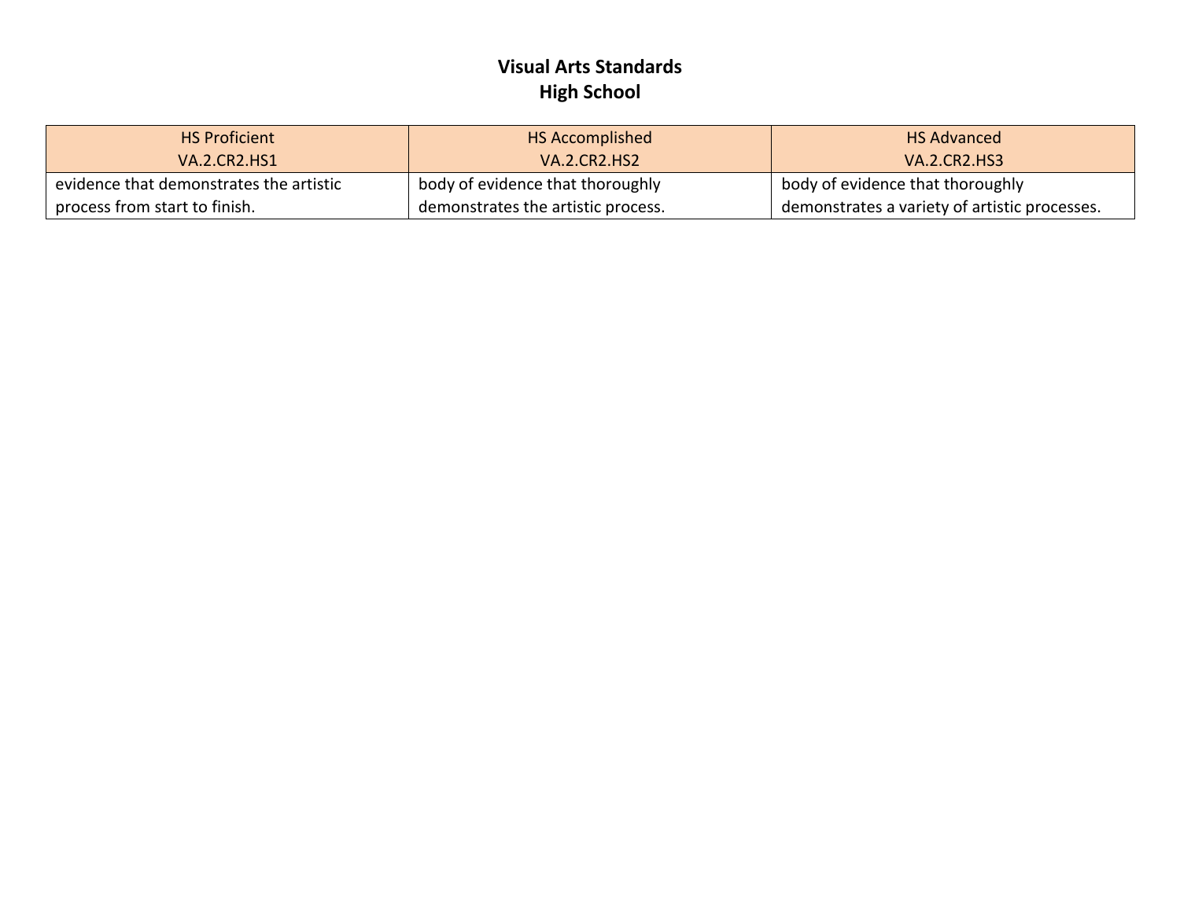**Visual Arts Standards**
**High School**

| HS Proficient<br>VA.2.CR2.HS1 | HS Accomplished<br>VA.2.CR2.HS2 | HS Advanced<br>VA.2.CR2.HS3 |
|---|---|---|
| evidence that demonstrates the artistic process from start to finish. | body of evidence that thoroughly demonstrates the artistic process. | body of evidence that thoroughly demonstrates a variety of artistic processes. |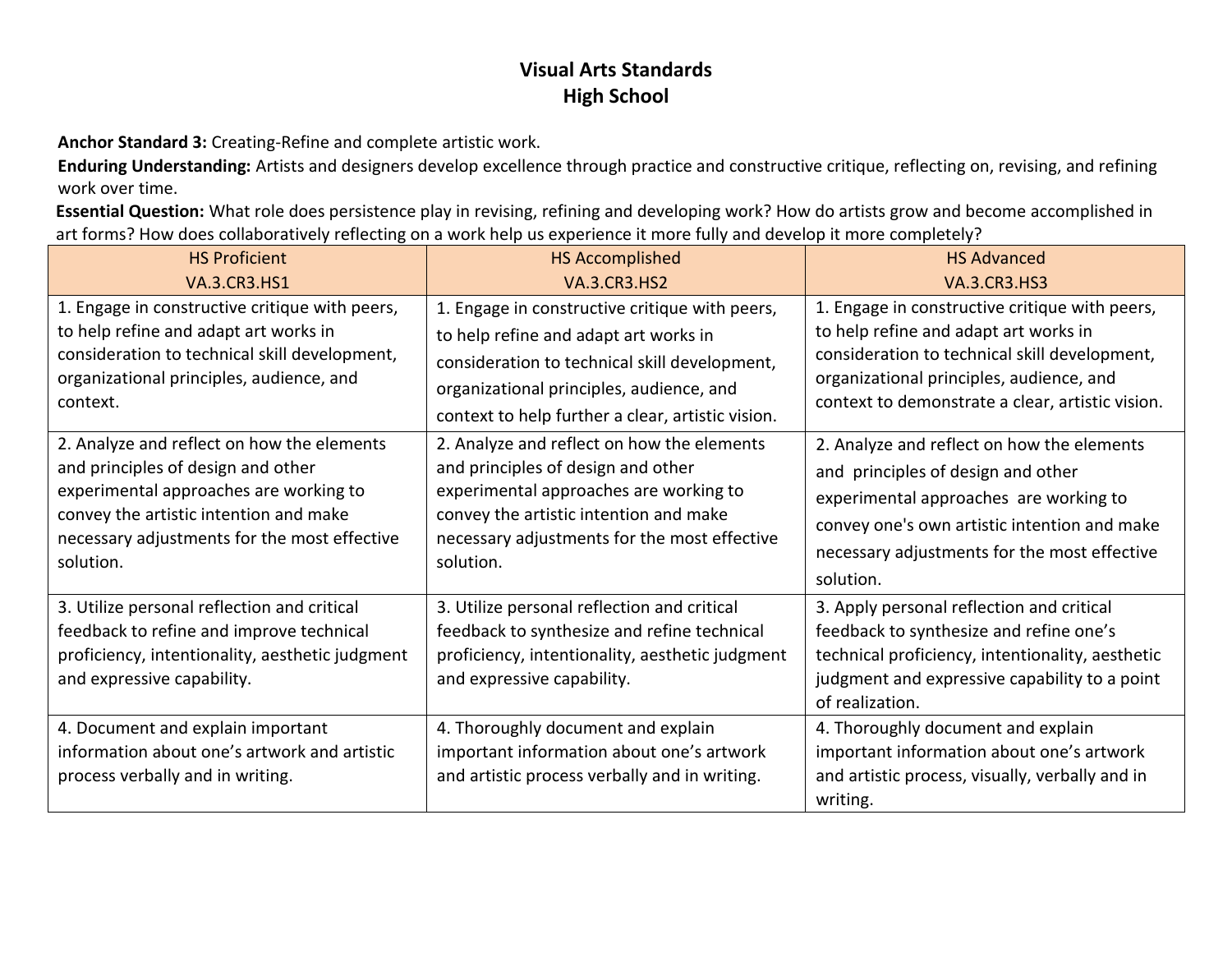# Visual Arts Standards
## High School

**Anchor Standard 3:** Creating-Refine and complete artistic work.

**Enduring Understanding:** Artists and designers develop excellence through practice and constructive critique, reflecting on, revising, and refining work over time.

**Essential Question:** What role does persistence play in revising, refining and developing work? How do artists grow and become accomplished in art forms? How does collaboratively reflecting on a work help us experience it more fully and develop it more completely?

| HS Proficient<br>VA.3.CR3.HS1 | HS Accomplished<br>VA.3.CR3.HS2 | HS Advanced<br>VA.3.CR3.HS3 |
|---|---|---|
| 1. Engage in constructive critique with peers, to help refine and adapt art works in consideration to technical skill development, organizational principles, audience, and context. | 1. Engage in constructive critique with peers, to help refine and adapt art works in consideration to technical skill development, organizational principles, audience, and context to help further a clear, artistic vision. | 1. Engage in constructive critique with peers, to help refine and adapt art works in consideration to technical skill development, organizational principles, audience, and context to demonstrate a clear, artistic vision. |
| 2. Analyze and reflect on how the elements and principles of design and other experimental approaches are working to convey the artistic intention and make necessary adjustments for the most effective solution. | 2. Analyze and reflect on how the elements and principles of design and other experimental approaches are working to convey the artistic intention and make necessary adjustments for the most effective solution. | 2. Analyze and reflect on how the elements and principles of design and other experimental approaches are working to convey one's own artistic intention and make necessary adjustments for the most effective solution. |
| 3. Utilize personal reflection and critical feedback to refine and improve technical proficiency, intentionality, aesthetic judgment and expressive capability. | 3. Utilize personal reflection and critical feedback to synthesize and refine technical proficiency, intentionality, aesthetic judgment and expressive capability. | 3. Apply personal reflection and critical feedback to synthesize and refine one's technical proficiency, intentionality, aesthetic judgment and expressive capability to a point of realization. |
| 4. Document and explain important information about one's artwork and artistic process verbally and in writing. | 4. Thoroughly document and explain important information about one's artwork and artistic process verbally and in writing. | 4. Thoroughly document and explain important information about one's artwork and artistic process, visually, verbally and in writing. |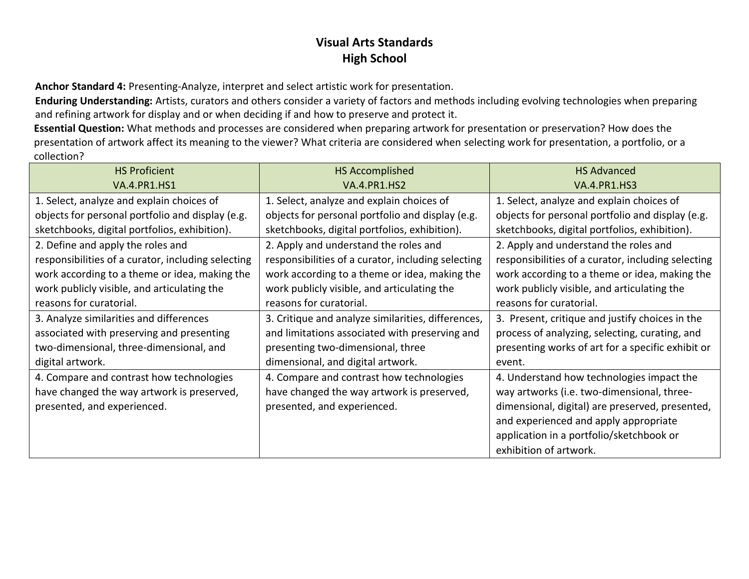# Visual Arts Standards
## High School

**Anchor Standard 4:** Presenting-Analyze, interpret and select artistic work for presentation.

**Enduring Understanding:** Artists, curators and others consider a variety of factors and methods including evolving technologies when preparing and refining artwork for display and or when deciding if and how to preserve and protect it.

**Essential Question:** What methods and processes are considered when preparing artwork for presentation or preservation? How does the presentation of artwork affect its meaning to the viewer? What criteria are considered when selecting work for presentation, a portfolio, or a collection?

| HS Proficient<br>VA.4.PR1.HS1 | HS Accomplished<br>VA.4.PR1.HS2 | HS Advanced<br>VA.4.PR1.HS3 |
|---|---|---|
| 1. Select, analyze and explain choices of objects for personal portfolio and display (e.g. sketchbooks, digital portfolios, exhibition). | 1. Select, analyze and explain choices of objects for personal portfolio and display (e.g. sketchbooks, digital portfolios, exhibition). | 1. Select, analyze and explain choices of objects for personal portfolio and display (e.g. sketchbooks, digital portfolios, exhibition). |
| 2. Define and apply the roles and responsibilities of a curator, including selecting work according to a theme or idea, making the work publicly visible, and articulating the reasons for curatorial. | 2. Apply and understand the roles and responsibilities of a curator, including selecting work according to a theme or idea, making the work publicly visible, and articulating the reasons for curatorial. | 2. Apply and understand the roles and responsibilities of a curator, including selecting work according to a theme or idea, making the work publicly visible, and articulating the reasons for curatorial. |
| 3. Analyze similarities and differences associated with preserving and presenting two-dimensional, three-dimensional, and digital artwork. | 3. Critique and analyze similarities, differences, and limitations associated with preserving and presenting two-dimensional, three dimensional, and digital artwork. | 3. Present, critique and justify choices in the process of analyzing, selecting, curating, and presenting works of art for a specific exhibit or event. |
| 4. Compare and contrast how technologies have changed the way artwork is preserved, presented, and experienced. | 4. Compare and contrast how technologies have changed the way artwork is preserved, presented, and experienced. | 4. Understand how technologies impact the way artworks (i.e. two-dimensional, three-dimensional, digital) are preserved, presented, and experienced and apply appropriate application in a portfolio/sketchbook or exhibition of artwork. |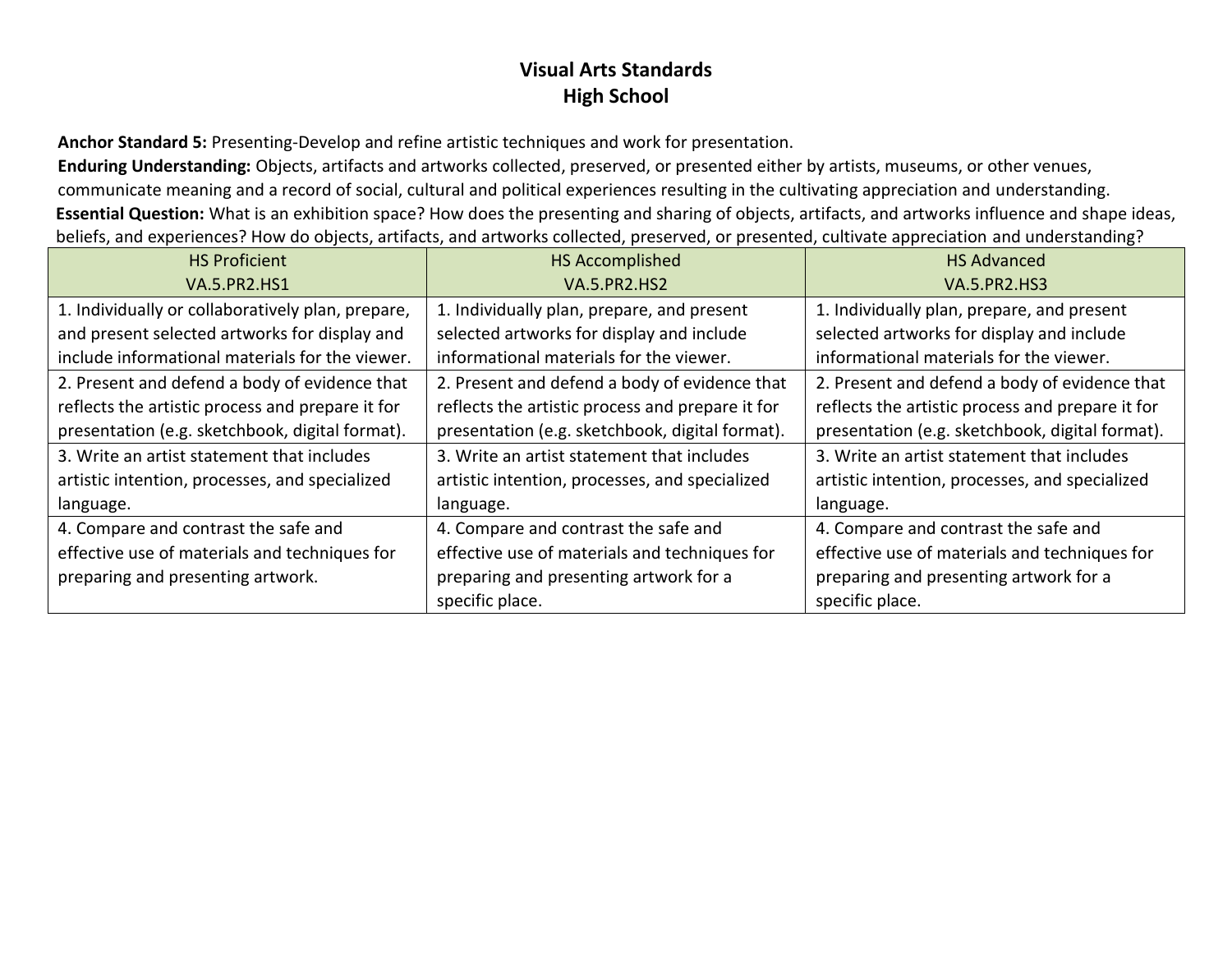# Visual Arts Standards
## High School

**Anchor Standard 5:** Presenting-Develop and refine artistic techniques and work for presentation.

**Enduring Understanding:** Objects, artifacts and artworks collected, preserved, or presented either by artists, museums, or other venues, communicate meaning and a record of social, cultural and political experiences resulting in the cultivating appreciation and understanding.

**Essential Question:** What is an exhibition space? How does the presenting and sharing of objects, artifacts, and artworks influence and shape ideas, beliefs, and experiences? How do objects, artifacts, and artworks collected, preserved, or presented, cultivate appreciation and understanding?

| HS Proficient<br>VA.5.PR2.HS1 | HS Accomplished<br>VA.5.PR2.HS2 | HS Advanced<br>VA.5.PR2.HS3 |
|---|---|---|
| 1. Individually or collaboratively plan, prepare, and present selected artworks for display and include informational materials for the viewer. | 1. Individually plan, prepare, and present selected artworks for display and include informational materials for the viewer. | 1. Individually plan, prepare, and present selected artworks for display and include informational materials for the viewer. |
| 2. Present and defend a body of evidence that reflects the artistic process and prepare it for presentation (e.g. sketchbook, digital format). | 2. Present and defend a body of evidence that reflects the artistic process and prepare it for presentation (e.g. sketchbook, digital format). | 2. Present and defend a body of evidence that reflects the artistic process and prepare it for presentation (e.g. sketchbook, digital format). |
| 3. Write an artist statement that includes artistic intention, processes, and specialized language. | 3. Write an artist statement that includes artistic intention, processes, and specialized language. | 3. Write an artist statement that includes artistic intention, processes, and specialized language. |
| 4. Compare and contrast the safe and effective use of materials and techniques for preparing and presenting artwork. | 4. Compare and contrast the safe and effective use of materials and techniques for preparing and presenting artwork for a specific place. | 4. Compare and contrast the safe and effective use of materials and techniques for preparing and presenting artwork for a specific place. |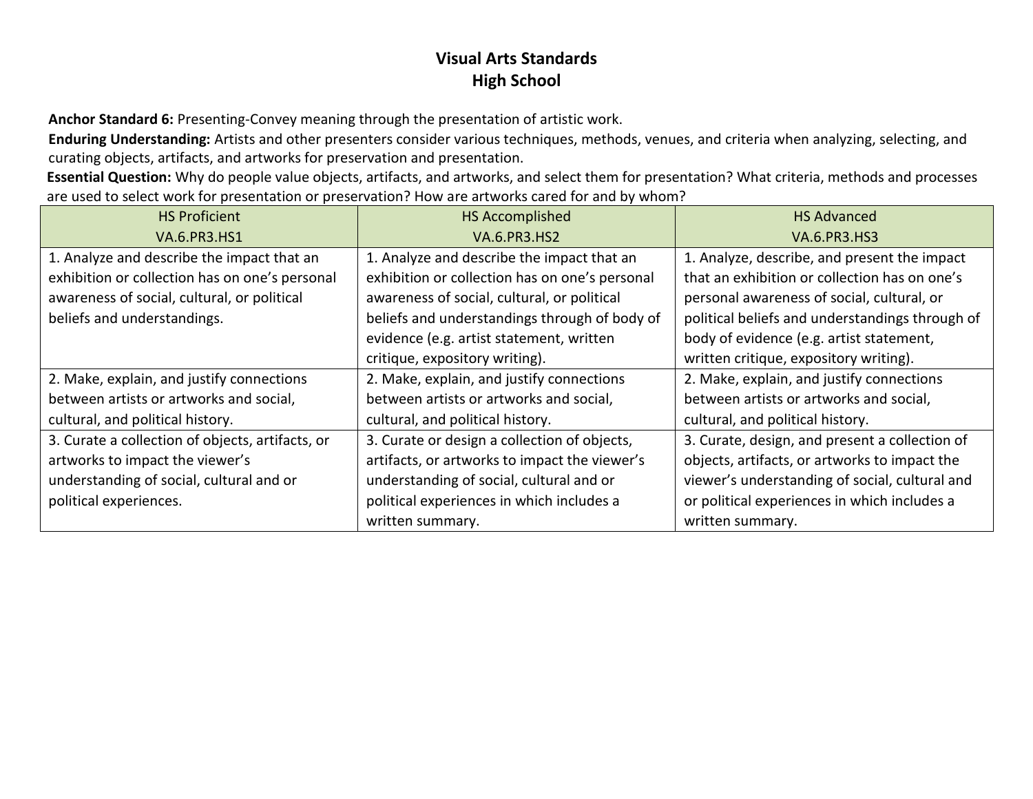# Visual Arts Standards
## High School

**Anchor Standard 6:** Presenting-Convey meaning through the presentation of artistic work.

**Enduring Understanding:** Artists and other presenters consider various techniques, methods, venues, and criteria when analyzing, selecting, and curating objects, artifacts, and artworks for preservation and presentation.

**Essential Question:** Why do people value objects, artifacts, and artworks, and select them for presentation? What criteria, methods and processes are used to select work for presentation or preservation? How are artworks cared for and by whom?

| HS Proficient<br>VA.6.PR3.HS1 | HS Accomplished<br>VA.6.PR3.HS2 | HS Advanced<br>VA.6.PR3.HS3 |
|---|---|---|
| 1. Analyze and describe the impact that an exhibition or collection has on one's personal awareness of social, cultural, or political beliefs and understandings. | 1. Analyze and describe the impact that an exhibition or collection has on one's personal awareness of social, cultural, or political beliefs and understandings through of body of evidence (e.g. artist statement, written critique, expository writing). | 1. Analyze, describe, and present the impact that an exhibition or collection has on one's personal awareness of social, cultural, or political beliefs and understandings through of body of evidence (e.g. artist statement, written critique, expository writing). |
| 2. Make, explain, and justify connections between artists or artworks and social, cultural, and political history. | 2. Make, explain, and justify connections between artists or artworks and social, cultural, and political history. | 2. Make, explain, and justify connections between artists or artworks and social, cultural, and political history. |
| 3. Curate a collection of objects, artifacts, or artworks to impact the viewer's understanding of social, cultural and or political experiences. | 3. Curate or design a collection of objects, artifacts, or artworks to impact the viewer's understanding of social, cultural and or political experiences in which includes a written summary. | 3. Curate, design, and present a collection of objects, artifacts, or artworks to impact the viewer's understanding of social, cultural and or political experiences in which includes a written summary. |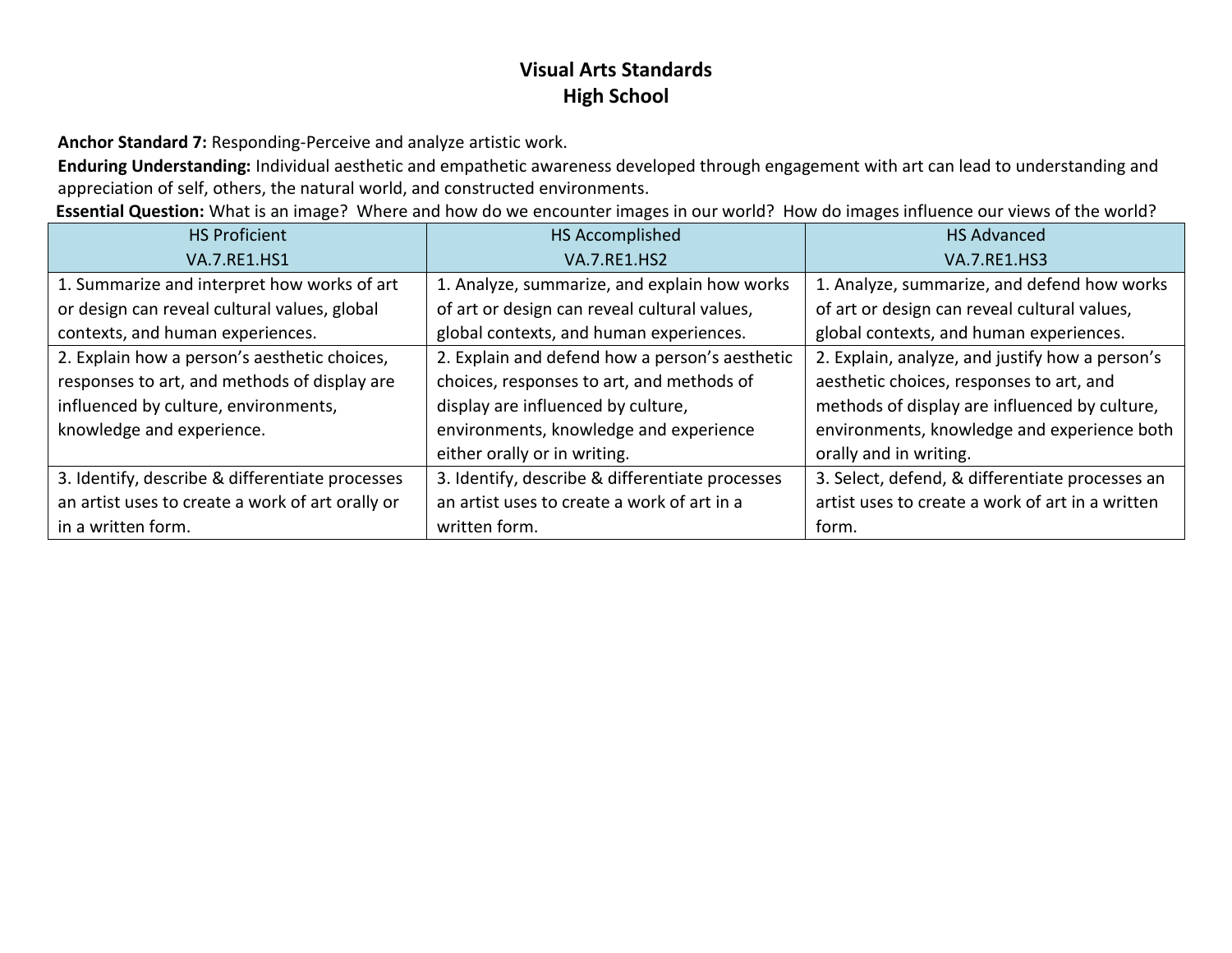# Visual Arts Standards
## High School

**Anchor Standard 7:** Responding-Perceive and analyze artistic work.

**Enduring Understanding:** Individual aesthetic and empathetic awareness developed through engagement with art can lead to understanding and appreciation of self, others, the natural world, and constructed environments.

**Essential Question:** What is an image? Where and how do we encounter images in our world? How do images influence our views of the world?

| HS Proficient<br>VA.7.RE1.HS1 | HS Accomplished<br>VA.7.RE1.HS2 | HS Advanced<br>VA.7.RE1.HS3 |
|---|---|---|
| 1. Summarize and interpret how works of art or design can reveal cultural values, global contexts, and human experiences. | 1. Analyze, summarize, and explain how works of art or design can reveal cultural values, global contexts, and human experiences. | 1. Analyze, summarize, and defend how works of art or design can reveal cultural values, global contexts, and human experiences. |
| 2. Explain how a person's aesthetic choices, responses to art, and methods of display are influenced by culture, environments, knowledge and experience. | 2. Explain and defend how a person's aesthetic choices, responses to art, and methods of display are influenced by culture, environments, knowledge and experience either orally or in writing. | 2. Explain, analyze, and justify how a person's aesthetic choices, responses to art, and methods of display are influenced by culture, environments, knowledge and experience both orally and in writing. |
| 3. Identify, describe & differentiate processes an artist uses to create a work of art orally or in a written form. | 3. Identify, describe & differentiate processes an artist uses to create a work of art in a written form. | 3. Select, defend, & differentiate processes an artist uses to create a work of art in a written form. |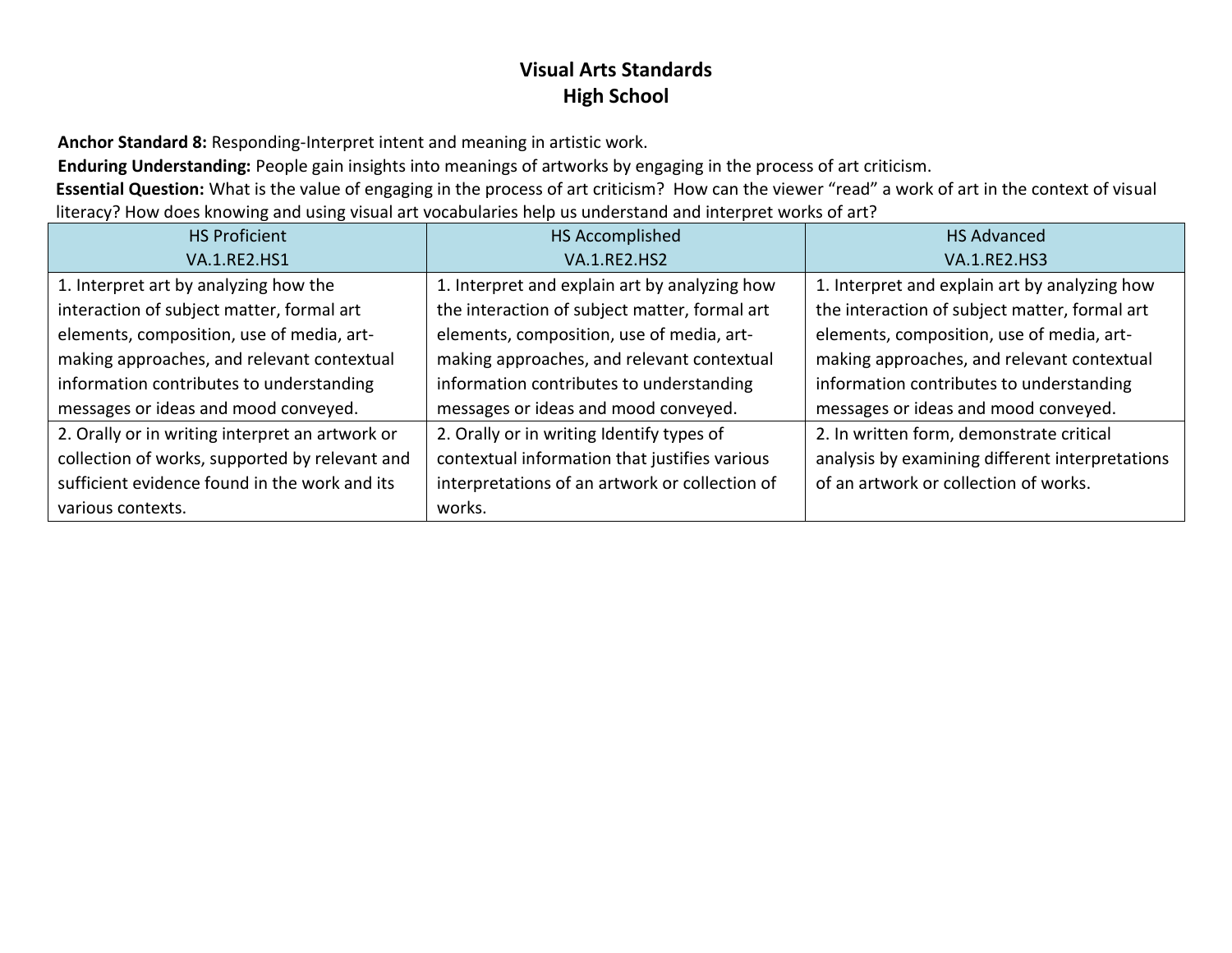# Visual Arts Standards
## High School

**Anchor Standard 8:** Responding-Interpret intent and meaning in artistic work.

**Enduring Understanding:** People gain insights into meanings of artworks by engaging in the process of art criticism.

**Essential Question:** What is the value of engaging in the process of art criticism? How can the viewer "read" a work of art in the context of visual literacy? How does knowing and using visual art vocabularies help us understand and interpret works of art?

| HS Proficient<br>VA.1.RE2.HS1 | HS Accomplished<br>VA.1.RE2.HS2 | HS Advanced<br>VA.1.RE2.HS3 |
|---|---|---|
| 1. Interpret art by analyzing how the interaction of subject matter, formal art elements, composition, use of media, art-making approaches, and relevant contextual information contributes to understanding messages or ideas and mood conveyed. | 1. Interpret and explain art by analyzing how the interaction of subject matter, formal art elements, composition, use of media, art-making approaches, and relevant contextual information contributes to understanding messages or ideas and mood conveyed. | 1. Interpret and explain art by analyzing how the interaction of subject matter, formal art elements, composition, use of media, art-making approaches, and relevant contextual information contributes to understanding messages or ideas and mood conveyed. |
| 2. Orally or in writing interpret an artwork or collection of works, supported by relevant and sufficient evidence found in the work and its various contexts. | 2. Orally or in writing Identify types of contextual information that justifies various interpretations of an artwork or collection of works. | 2. In written form, demonstrate critical analysis by examining different interpretations of an artwork or collection of works. |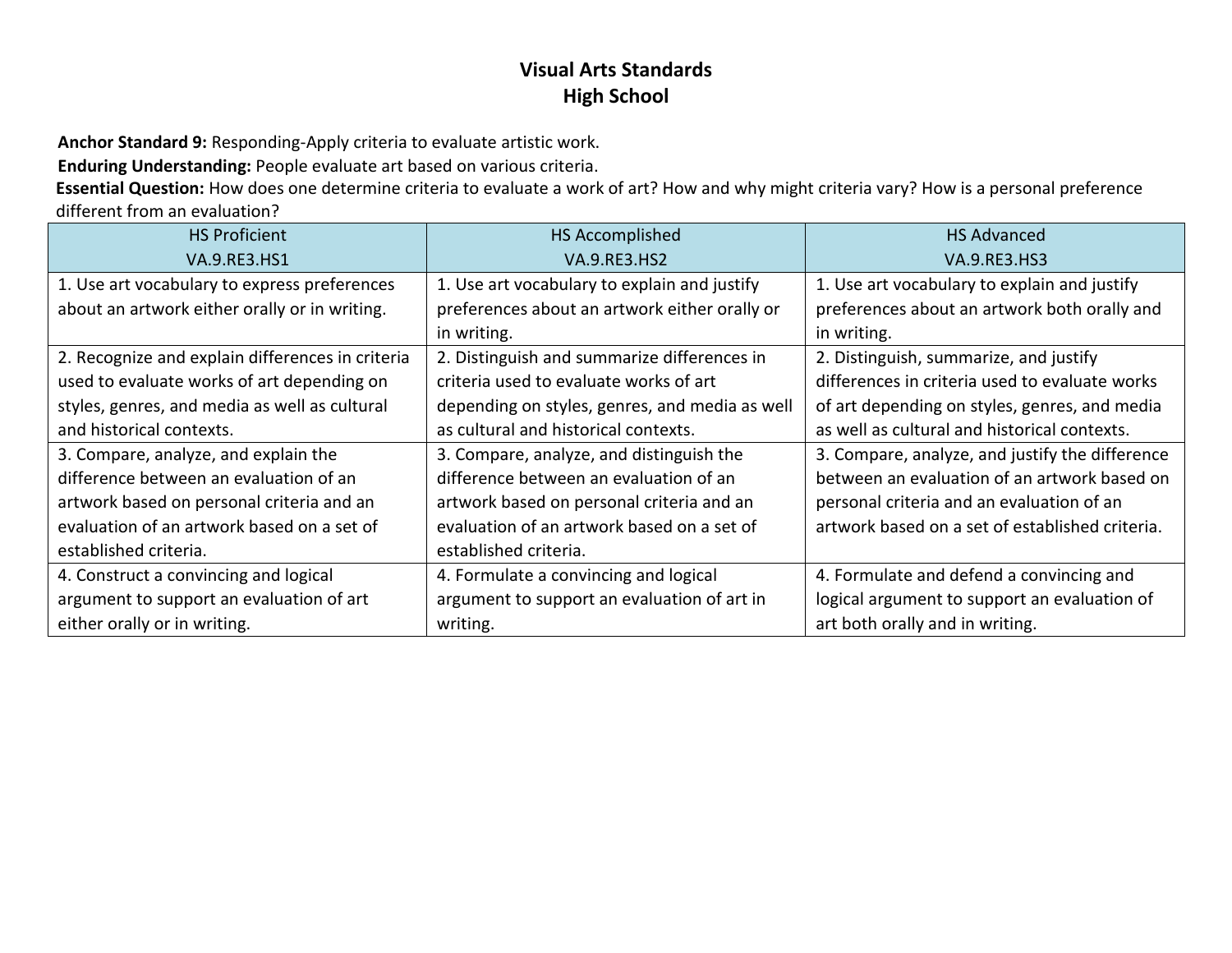# Visual Arts Standards
## High School

**Anchor Standard 9:** Responding-Apply criteria to evaluate artistic work.

**Enduring Understanding:** People evaluate art based on various criteria.

**Essential Question:** How does one determine criteria to evaluate a work of art? How and why might criteria vary? How is a personal preference different from an evaluation?

| HS Proficient<br>VA.9.RE3.HS1 | HS Accomplished<br>VA.9.RE3.HS2 | HS Advanced<br>VA.9.RE3.HS3 |
|---|---|---|
| 1. Use art vocabulary to express preferences about an artwork either orally or in writing. | 1. Use art vocabulary to explain and justify preferences about an artwork either orally or in writing. | 1. Use art vocabulary to explain and justify preferences about an artwork both orally and in writing. |
| 2. Recognize and explain differences in criteria used to evaluate works of art depending on styles, genres, and media as well as cultural and historical contexts. | 2. Distinguish and summarize differences in criteria used to evaluate works of art depending on styles, genres, and media as well as cultural and historical contexts. | 2. Distinguish, summarize, and justify differences in criteria used to evaluate works of art depending on styles, genres, and media as well as cultural and historical contexts. |
| 3. Compare, analyze, and explain the difference between an evaluation of an artwork based on personal criteria and an evaluation of an artwork based on a set of established criteria. | 3. Compare, analyze, and distinguish the difference between an evaluation of an artwork based on personal criteria and an evaluation of an artwork based on a set of established criteria. | 3. Compare, analyze, and justify the difference between an evaluation of an artwork based on personal criteria and an evaluation of an artwork based on a set of established criteria. |
| 4. Construct a convincing and logical argument to support an evaluation of art either orally or in writing. | 4. Formulate a convincing and logical argument to support an evaluation of art in writing. | 4. Formulate and defend a convincing and logical argument to support an evaluation of art both orally and in writing. |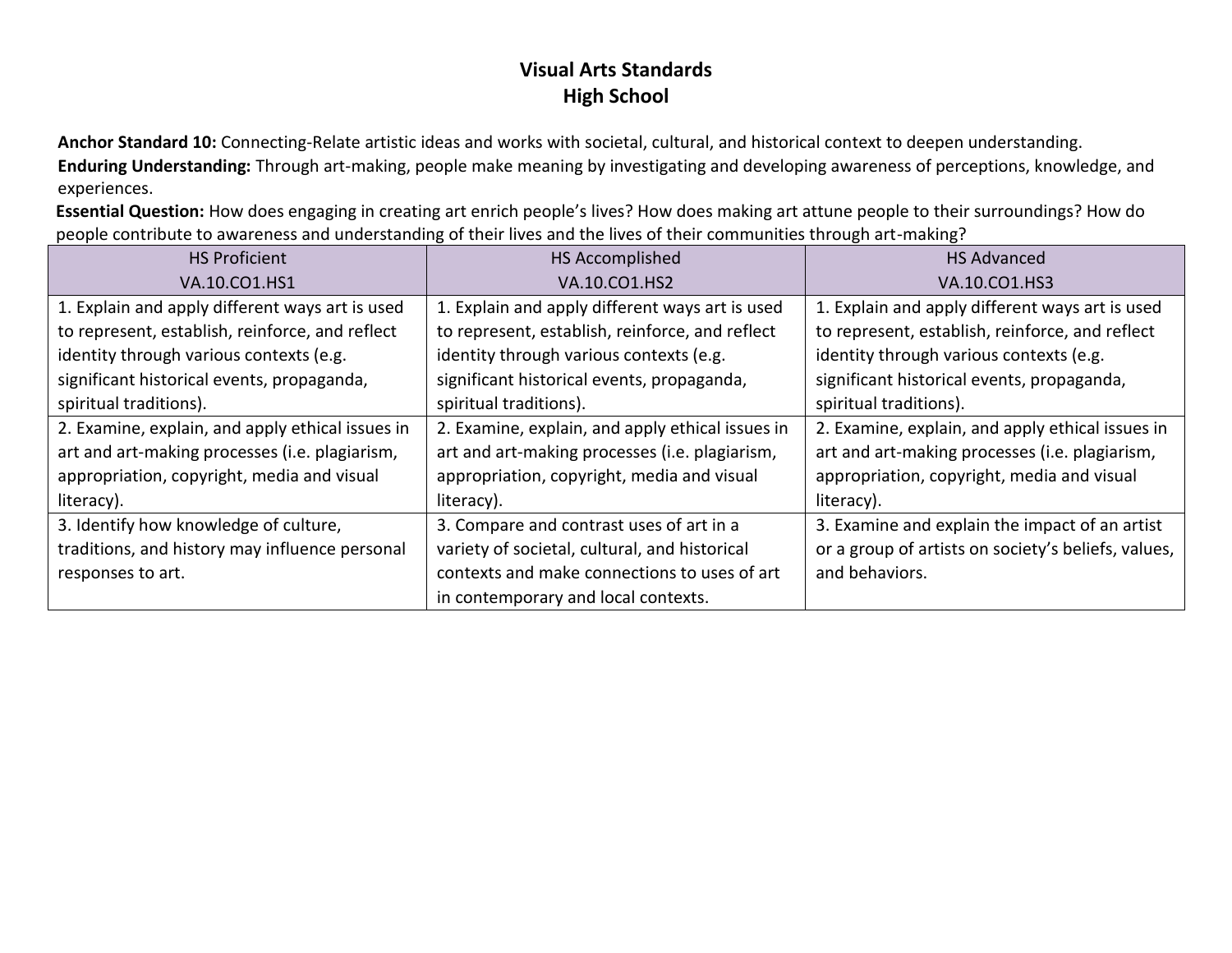# Visual Arts Standards
## High School

**Anchor Standard 10:** Connecting-Relate artistic ideas and works with societal, cultural, and historical context to deepen understanding.
**Enduring Understanding:** Through art-making, people make meaning by investigating and developing awareness of perceptions, knowledge, and experiences.
**Essential Question:** How does engaging in creating art enrich people's lives? How does making art attune people to their surroundings? How do people contribute to awareness and understanding of their lives and the lives of their communities through art-making?

| HS Proficient VA.10.CO1.HS1 | HS Accomplished VA.10.CO1.HS2 | HS Advanced VA.10.CO1.HS3 |
|---|---|---|
| 1. Explain and apply different ways art is used to represent, establish, reinforce, and reflect identity through various contexts (e.g. significant historical events, propaganda, spiritual traditions). | 1. Explain and apply different ways art is used to represent, establish, reinforce, and reflect identity through various contexts (e.g. significant historical events, propaganda, spiritual traditions). | 1. Explain and apply different ways art is used to represent, establish, reinforce, and reflect identity through various contexts (e.g. significant historical events, propaganda, spiritual traditions). |
| 2. Examine, explain, and apply ethical issues in art and art-making processes (i.e. plagiarism, appropriation, copyright, media and visual literacy). | 2. Examine, explain, and apply ethical issues in art and art-making processes (i.e. plagiarism, appropriation, copyright, media and visual literacy). | 2. Examine, explain, and apply ethical issues in art and art-making processes (i.e. plagiarism, appropriation, copyright, media and visual literacy). |
| 3. Identify how knowledge of culture, traditions, and history may influence personal responses to art. | 3. Compare and contrast uses of art in a variety of societal, cultural, and historical contexts and make connections to uses of art in contemporary and local contexts. | 3. Examine and explain the impact of an artist or a group of artists on society's beliefs, values, and behaviors. |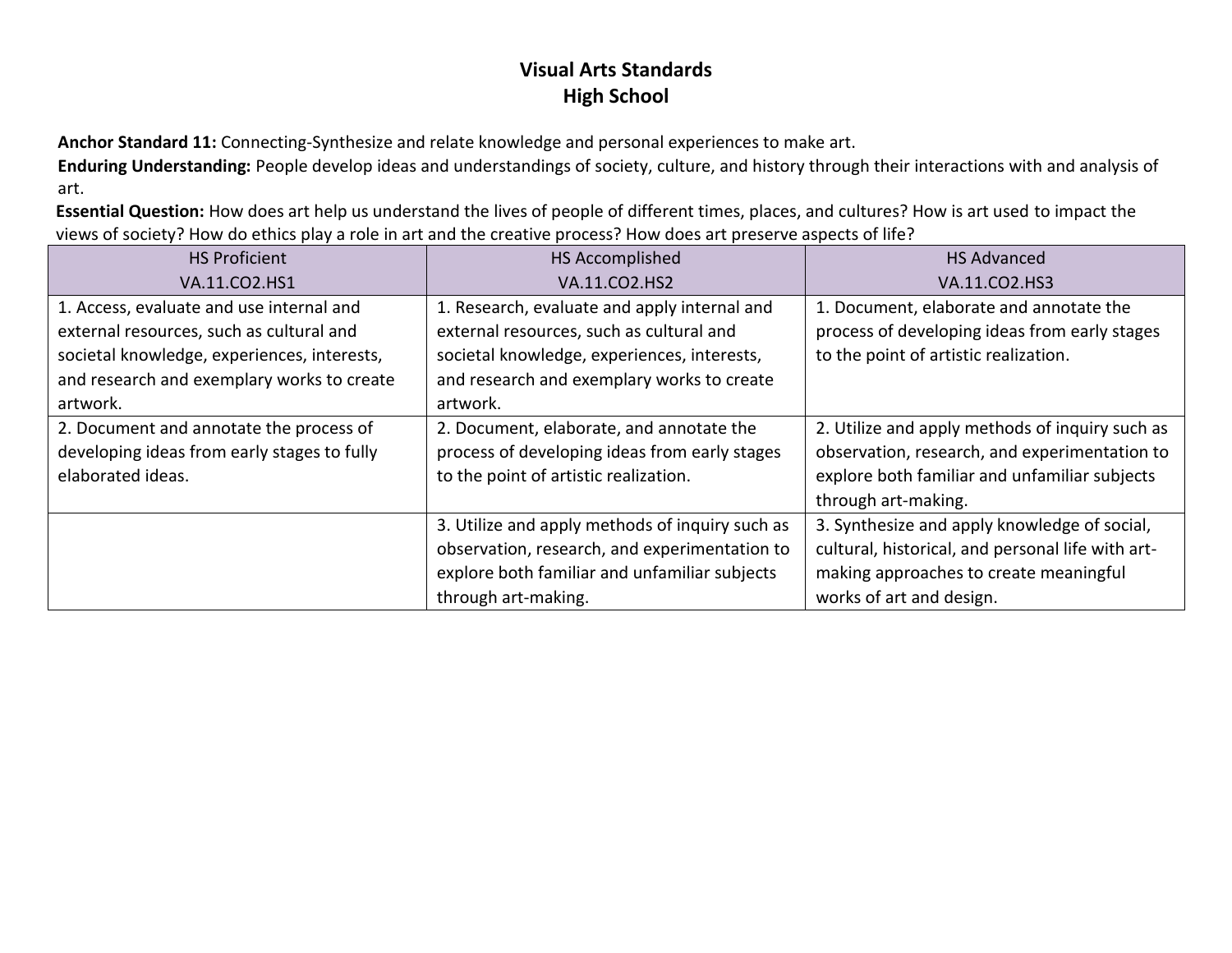# Visual Arts Standards
## High School

**Anchor Standard 11:** Connecting-Synthesize and relate knowledge and personal experiences to make art.

**Enduring Understanding:** People develop ideas and understandings of society, culture, and history through their interactions with and analysis of art.

**Essential Question:** How does art help us understand the lives of people of different times, places, and cultures? How is art used to impact the views of society? How do ethics play a role in art and the creative process? How does art preserve aspects of life?

| HS Proficient<br>VA.11.CO2.HS1 | HS Accomplished<br>VA.11.CO2.HS2 | HS Advanced<br>VA.11.CO2.HS3 |
|---|---|---|
| 1. Access, evaluate and use internal and external resources, such as cultural and societal knowledge, experiences, interests, and research and exemplary works to create artwork. | 1. Research, evaluate and apply internal and external resources, such as cultural and societal knowledge, experiences, interests, and research and exemplary works to create artwork. | 1. Document, elaborate and annotate the process of developing ideas from early stages to the point of artistic realization. |
| 2. Document and annotate the process of developing ideas from early stages to fully elaborated ideas. | 2. Document, elaborate, and annotate the process of developing ideas from early stages to the point of artistic realization. | 2. Utilize and apply methods of inquiry such as observation, research, and experimentation to explore both familiar and unfamiliar subjects through art-making. |
| | 3. Utilize and apply methods of inquiry such as observation, research, and experimentation to explore both familiar and unfamiliar subjects through art-making. | 3. Synthesize and apply knowledge of social, cultural, historical, and personal life with art-making approaches to create meaningful works of art and design. |